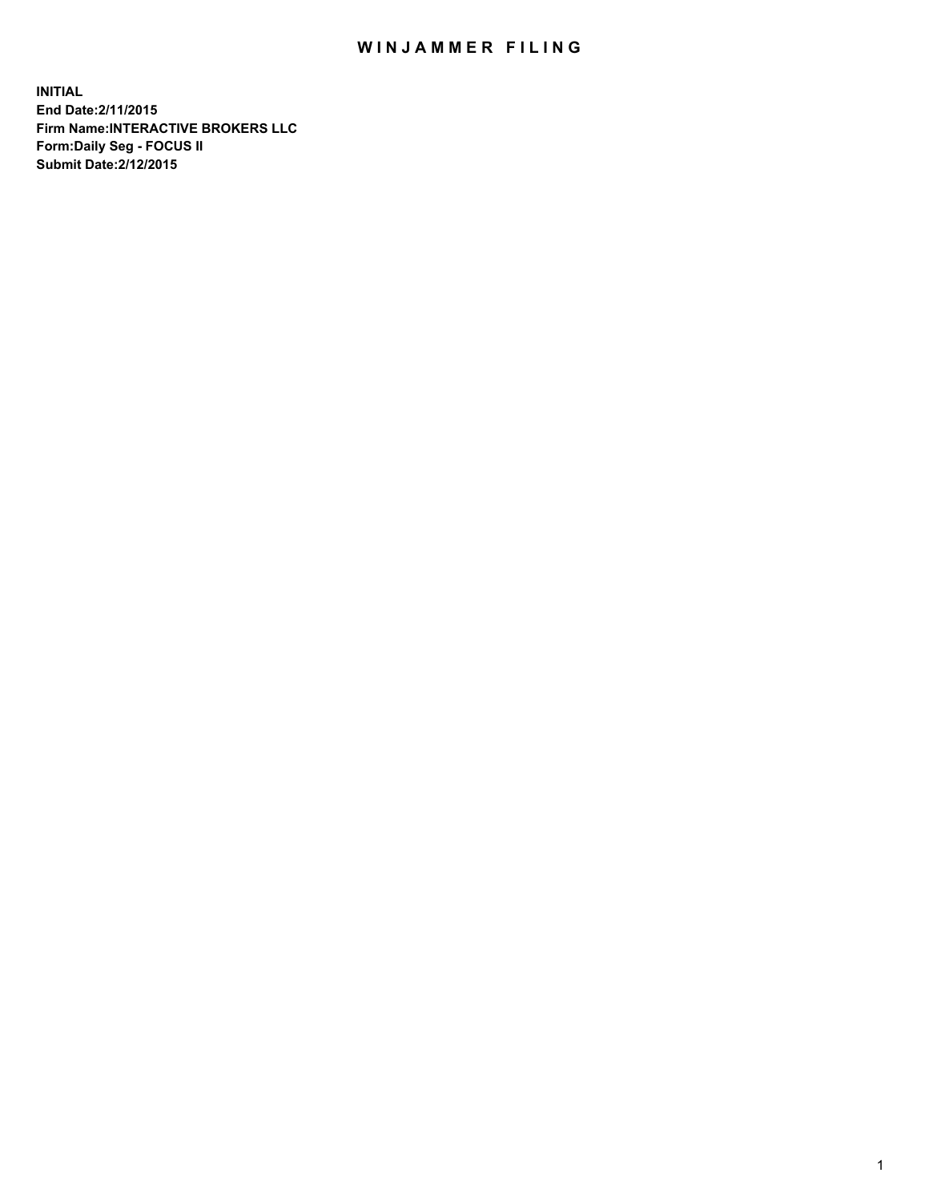# WINJAMMER FILING

**INITIAL**
**End Date:2/11/2015**
**Firm Name:INTERACTIVE BROKERS LLC**
**Form:Daily Seg - FOCUS II**
**Submit Date:2/12/2015**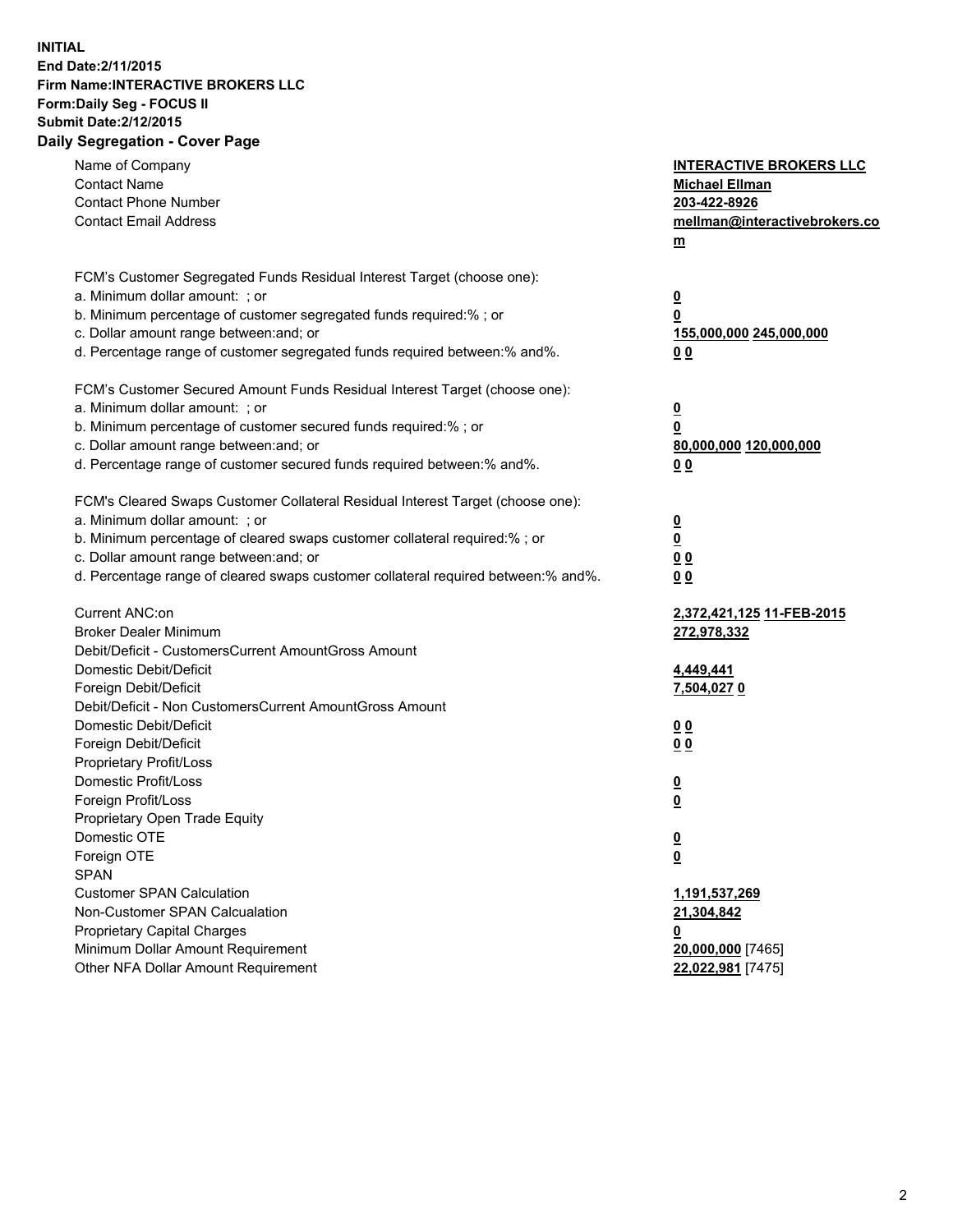**INITIAL**
**End Date:2/11/2015**
**Firm Name:INTERACTIVE BROKERS LLC**
**Form:Daily Seg - FOCUS II**
**Submit Date:2/12/2015**

## Daily Segregation - Cover Page

| | |
|---|---|
| Name of Company | **INTERACTIVE BROKERS LLC** |
| Contact Name | **Michael Ellman** |
| Contact Phone Number | **203-422-8926** |
| Contact Email Address | **mellman@interactivebrokers.com** |
| FCM's Customer Segregated Funds Residual Interest Target (choose one): | |
| a. Minimum dollar amount: ; or | **0** |
| b. Minimum percentage of customer segregated funds required:% ; or | **0** |
| c. Dollar amount range between:and; or | **155,000,000 245,000,000** |
| d. Percentage range of customer segregated funds required between:% and%. | **0 0** |
| FCM's Customer Secured Amount Funds Residual Interest Target (choose one): | |
| a. Minimum dollar amount: ; or | **0** |
| b. Minimum percentage of customer secured funds required:% ; or | **0** |
| c. Dollar amount range between:and; or | **80,000,000 120,000,000** |
| d. Percentage range of customer secured funds required between:% and%. | **0 0** |
| FCM's Cleared Swaps Customer Collateral Residual Interest Target (choose one): | |
| a. Minimum dollar amount: ; or | **0** |
| b. Minimum percentage of cleared swaps customer collateral required:% ; or | **0** |
| c. Dollar amount range between:and; or | **0 0** |
| d. Percentage range of cleared swaps customer collateral required between:% and%. | **0 0** |
| Current ANC:on | **2,372,421,125 11-FEB-2015** |
| Broker Dealer Minimum | **272,978,332** |
| Debit/Deficit - CustomersCurrent AmountGross Amount | |
| Domestic Debit/Deficit | **4,449,441** |
| Foreign Debit/Deficit | **7,504,027 0** |
| Debit/Deficit - Non CustomersCurrent AmountGross Amount | |
| Domestic Debit/Deficit | **0 0** |
| Foreign Debit/Deficit | **0 0** |
| Proprietary Profit/Loss | |
| Domestic Profit/Loss | **0** |
| Foreign Profit/Loss | **0** |
| Proprietary Open Trade Equity | |
| Domestic OTE | **0** |
| Foreign OTE | **0** |
| SPAN | |
| Customer SPAN Calculation | **1,191,537,269** |
| Non-Customer SPAN Calcualation | **21,304,842** |
| Proprietary Capital Charges | **0** |
| Minimum Dollar Amount Requirement | **20,000,000** [7465] |
| Other NFA Dollar Amount Requirement | **22,022,981** [7475] |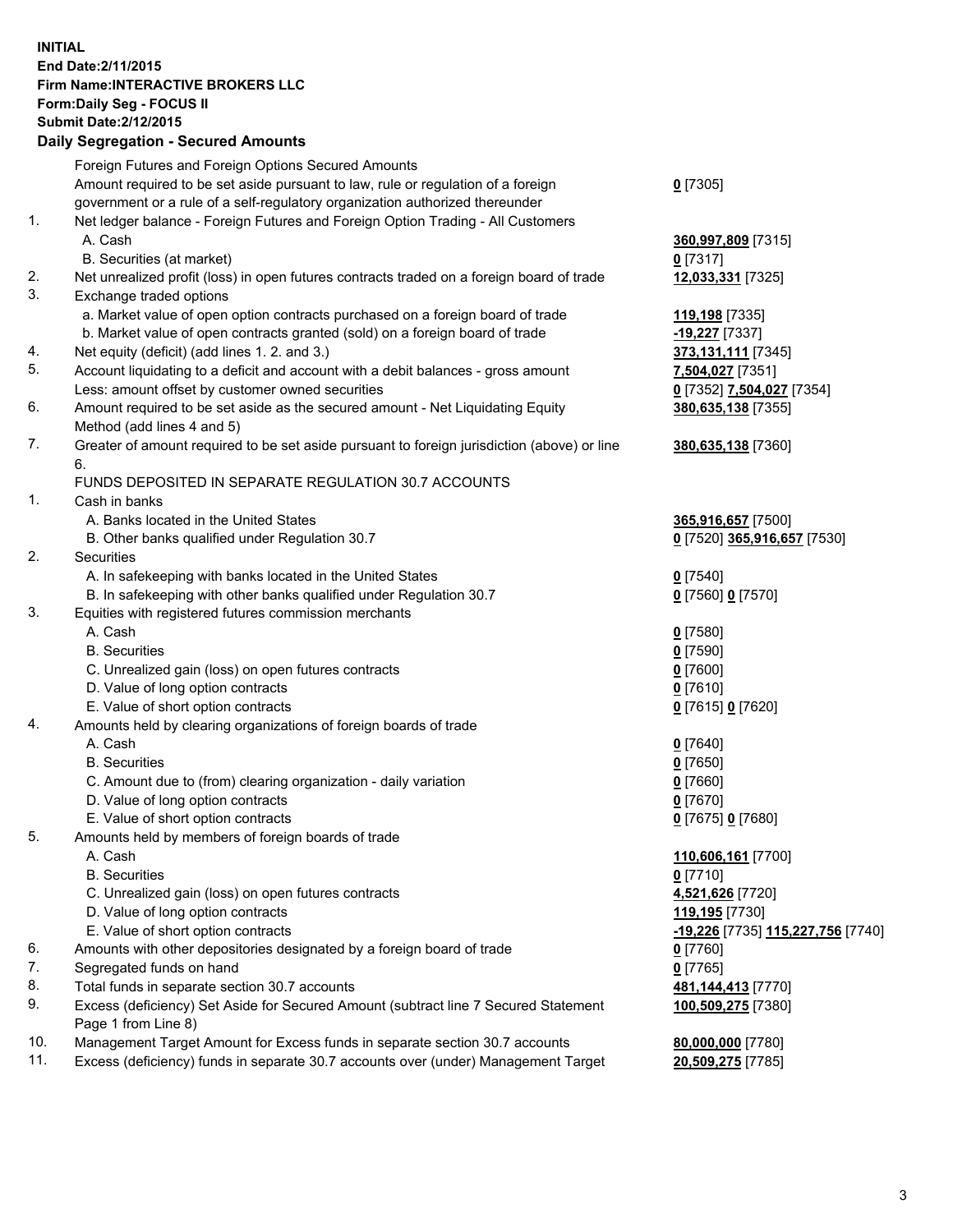**INITIAL**
**End Date:2/11/2015**
**Firm Name:INTERACTIVE BROKERS LLC**
**Form:Daily Seg - FOCUS II**
**Submit Date:2/12/2015**
**Daily Segregation - Secured Amounts**

| | | |
|---|---|---|
| | Foreign Futures and Foreign Options Secured Amounts | |
| | Amount required to be set aside pursuant to law, rule or regulation of a foreign government or a rule of a self-regulatory organization authorized thereunder | **0** [7305] |
| 1. | Net ledger balance - Foreign Futures and Foreign Option Trading - All Customers | |
| | A. Cash | **360,997,809** [7315] |
| | B. Securities (at market) | **0** [7317] |
| 2. | Net unrealized profit (loss) in open futures contracts traded on a foreign board of trade | **12,033,331** [7325] |
| 3. | Exchange traded options | |
| | a. Market value of open option contracts purchased on a foreign board of trade | **119,198** [7335] |
| | b. Market value of open contracts granted (sold) on a foreign board of trade | **-19,227** [7337] |
| 4. | Net equity (deficit) (add lines 1. 2. and 3.) | **373,131,111** [7345] |
| 5. | Account liquidating to a deficit and account with a debit balances - gross amount | **7,504,027** [7351] |
| | Less: amount offset by customer owned securities | **0** [7352] **7,504,027** [7354] |
| 6. | Amount required to be set aside as the secured amount - Net Liquidating Equity Method (add lines 4 and 5) | **380,635,138** [7355] |
| 7. | Greater of amount required to be set aside pursuant to foreign jurisdiction (above) or line 6. | **380,635,138** [7360] |
| | FUNDS DEPOSITED IN SEPARATE REGULATION 30.7 ACCOUNTS | |
| 1. | Cash in banks | |
| | A. Banks located in the United States | **365,916,657** [7500] |
| | B. Other banks qualified under Regulation 30.7 | **0** [7520] **365,916,657** [7530] |
| 2. | Securities | |
| | A. In safekeeping with banks located in the United States | **0** [7540] |
| | B. In safekeeping with other banks qualified under Regulation 30.7 | **0** [7560] **0** [7570] |
| 3. | Equities with registered futures commission merchants | |
| | A. Cash | **0** [7580] |
| | B. Securities | **0** [7590] |
| | C. Unrealized gain (loss) on open futures contracts | **0** [7600] |
| | D. Value of long option contracts | **0** [7610] |
| | E. Value of short option contracts | **0** [7615] **0** [7620] |
| 4. | Amounts held by clearing organizations of foreign boards of trade | |
| | A. Cash | **0** [7640] |
| | B. Securities | **0** [7650] |
| | C. Amount due to (from) clearing organization - daily variation | **0** [7660] |
| | D. Value of long option contracts | **0** [7670] |
| | E. Value of short option contracts | **0** [7675] **0** [7680] |
| 5. | Amounts held by members of foreign boards of trade | |
| | A. Cash | **110,606,161** [7700] |
| | B. Securities | **0** [7710] |
| | C. Unrealized gain (loss) on open futures contracts | **4,521,626** [7720] |
| | D. Value of long option contracts | **119,195** [7730] |
| | E. Value of short option contracts | **-19,226** [7735] **115,227,756** [7740] |
| 6. | Amounts with other depositories designated by a foreign board of trade | **0** [7760] |
| 7. | Segregated funds on hand | **0** [7765] |
| 8. | Total funds in separate section 30.7 accounts | **481,144,413** [7770] |
| 9. | Excess (deficiency) Set Aside for Secured Amount (subtract line 7 Secured Statement Page 1 from Line 8) | **100,509,275** [7380] |
| 10. | Management Target Amount for Excess funds in separate section 30.7 accounts | **80,000,000** [7780] |
| 11. | Excess (deficiency) funds in separate 30.7 accounts over (under) Management Target | **20,509,275** [7785] |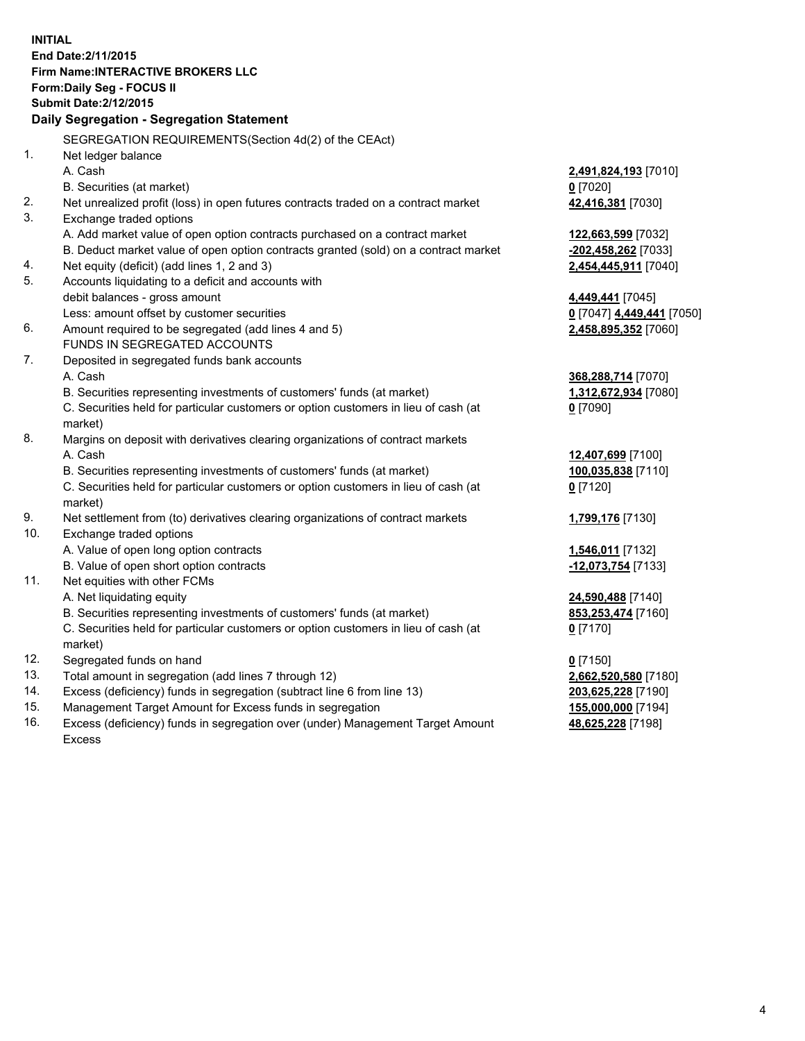**INITIAL**
**End Date:2/11/2015**
**Firm Name:INTERACTIVE BROKERS LLC**
**Form:Daily Seg - FOCUS II**
**Submit Date:2/12/2015**

**Daily Segregation - Segregation Statement**

| | | |
|---|---|---|
| | SEGREGATION REQUIREMENTS(Section 4d(2) of the CEAct) | |
| 1. | Net ledger balance | |
| | A. Cash | **2,491,824,193** [7010] |
| | B. Securities (at market) | **0** [7020] |
| 2. | Net unrealized profit (loss) in open futures contracts traded on a contract market | **42,416,381** [7030] |
| 3. | Exchange traded options | |
| | A. Add market value of open option contracts purchased on a contract market | **122,663,599** [7032] |
| | B. Deduct market value of open option contracts granted (sold) on a contract market | **-202,458,262** [7033] |
| 4. | Net equity (deficit) (add lines 1, 2 and 3) | **2,454,445,911** [7040] |
| 5. | Accounts liquidating to a deficit and accounts with debit balances - gross amount | **4,449,441** [7045] |
| | Less: amount offset by customer securities | **0** [7047] **4,449,441** [7050] |
| 6. | Amount required to be segregated (add lines 4 and 5) | **2,458,895,352** [7060] |
| | FUNDS IN SEGREGATED ACCOUNTS | |
| 7. | Deposited in segregated funds bank accounts | |
| | A. Cash | **368,288,714** [7070] |
| | B. Securities representing investments of customers' funds (at market) | **1,312,672,934** [7080] |
| | C. Securities held for particular customers or option customers in lieu of cash (at market) | **0** [7090] |
| 8. | Margins on deposit with derivatives clearing organizations of contract markets | |
| | A. Cash | **12,407,699** [7100] |
| | B. Securities representing investments of customers' funds (at market) | **100,035,838** [7110] |
| | C. Securities held for particular customers or option customers in lieu of cash (at market) | **0** [7120] |
| 9. | Net settlement from (to) derivatives clearing organizations of contract markets | **1,799,176** [7130] |
| 10. | Exchange traded options | |
| | A. Value of open long option contracts | **1,546,011** [7132] |
| | B. Value of open short option contracts | **-12,073,754** [7133] |
| 11. | Net equities with other FCMs | |
| | A. Net liquidating equity | **24,590,488** [7140] |
| | B. Securities representing investments of customers' funds (at market) | **853,253,474** [7160] |
| | C. Securities held for particular customers or option customers in lieu of cash (at market) | **0** [7170] |
| 12. | Segregated funds on hand | **0** [7150] |
| 13. | Total amount in segregation (add lines 7 through 12) | **2,662,520,580** [7180] |
| 14. | Excess (deficiency) funds in segregation (subtract line 6 from line 13) | **203,625,228** [7190] |
| 15. | Management Target Amount for Excess funds in segregation | **155,000,000** [7194] |
| 16. | Excess (deficiency) funds in segregation over (under) Management Target Amount Excess | **48,625,228** [7198] |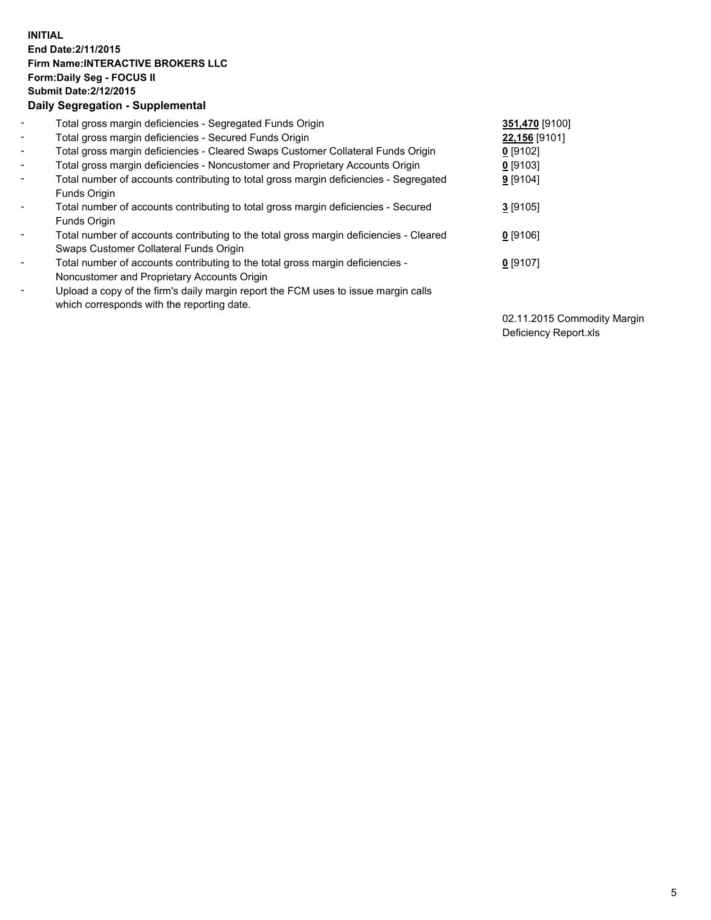**INITIAL**
**End Date:2/11/2015**
**Firm Name:INTERACTIVE BROKERS LLC**
**Form:Daily Seg - FOCUS II**
**Submit Date:2/12/2015**

## Daily Segregation - Supplemental

| | | |
|---|---|---|
| - | Total gross margin deficiencies - Segregated Funds Origin | **351,470** [9100] |
| - | Total gross margin deficiencies - Secured Funds Origin | **22,156** [9101] |
| - | Total gross margin deficiencies - Cleared Swaps Customer Collateral Funds Origin | **0** [9102] |
| - | Total gross margin deficiencies - Noncustomer and Proprietary Accounts Origin | **0** [9103] |
| - | Total number of accounts contributing to total gross margin deficiencies - Segregated Funds Origin | **9** [9104] |
| - | Total number of accounts contributing to total gross margin deficiencies - Secured Funds Origin | **3** [9105] |
| - | Total number of accounts contributing to the total gross margin deficiencies - Cleared Swaps Customer Collateral Funds Origin | **0** [9106] |
| - | Total number of accounts contributing to the total gross margin deficiencies - Noncustomer and Proprietary Accounts Origin | **0** [9107] |
| - | Upload a copy of the firm's daily margin report the FCM uses to issue margin calls which corresponds with the reporting date. | 02.11.2015 Commodity Margin Deficiency Report.xls |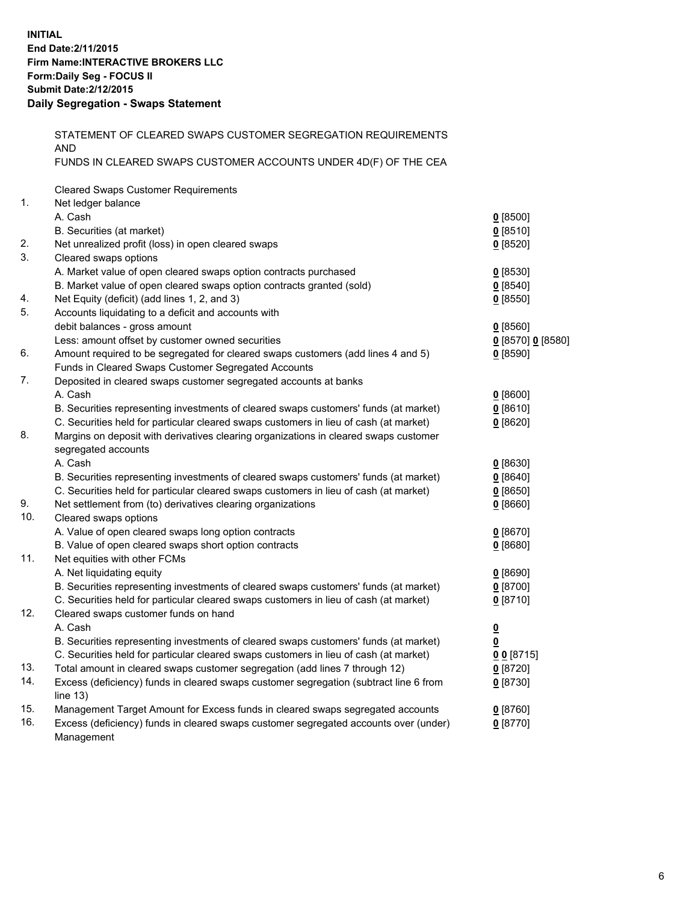**INITIAL**
**End Date:2/11/2015**
**Firm Name:INTERACTIVE BROKERS LLC**
**Form:Daily Seg - FOCUS II**
**Submit Date:2/12/2015**
**Daily Segregation - Swaps Statement**

STATEMENT OF CLEARED SWAPS CUSTOMER SEGREGATION REQUIREMENTS
AND
FUNDS IN CLEARED SWAPS CUSTOMER ACCOUNTS UNDER 4D(F) OF THE CEA

| | | |
|---|---|---|
| | Cleared Swaps Customer Requirements | |
| 1. | Net ledger balance | |
| | A. Cash | 0 [8500] |
| | B. Securities (at market) | 0 [8510] |
| 2. | Net unrealized profit (loss) in open cleared swaps | 0 [8520] |
| 3. | Cleared swaps options | |
| | A. Market value of open cleared swaps option contracts purchased | 0 [8530] |
| | B. Market value of open cleared swaps option contracts granted (sold) | 0 [8540] |
| 4. | Net Equity (deficit) (add lines 1, 2, and 3) | 0 [8550] |
| 5. | Accounts liquidating to a deficit and accounts with | |
| | debit balances - gross amount | 0 [8560] |
| | Less: amount offset by customer owned securities | 0 [8570] 0 [8580] |
| 6. | Amount required to be segregated for cleared swaps customers (add lines 4 and 5) | 0 [8590] |
| | Funds in Cleared Swaps Customer Segregated Accounts | |
| 7. | Deposited in cleared swaps customer segregated accounts at banks | |
| | A. Cash | 0 [8600] |
| | B. Securities representing investments of cleared swaps customers' funds (at market) | 0 [8610] |
| | C. Securities held for particular cleared swaps customers in lieu of cash (at market) | 0 [8620] |
| 8. | Margins on deposit with derivatives clearing organizations in cleared swaps customer segregated accounts | |
| | A. Cash | 0 [8630] |
| | B. Securities representing investments of cleared swaps customers' funds (at market) | 0 [8640] |
| | C. Securities held for particular cleared swaps customers in lieu of cash (at market) | 0 [8650] |
| 9. | Net settlement from (to) derivatives clearing organizations | 0 [8660] |
| 10. | Cleared swaps options | |
| | A. Value of open cleared swaps long option contracts | 0 [8670] |
| | B. Value of open cleared swaps short option contracts | 0 [8680] |
| 11. | Net equities with other FCMs | |
| | A. Net liquidating equity | 0 [8690] |
| | B. Securities representing investments of cleared swaps customers' funds (at market) | 0 [8700] |
| | C. Securities held for particular cleared swaps customers in lieu of cash (at market) | 0 [8710] |
| 12. | Cleared swaps customer funds on hand | |
| | A. Cash | 0 |
| | B. Securities representing investments of cleared swaps customers' funds (at market) | 0 |
| | C. Securities held for particular cleared swaps customers in lieu of cash (at market) | 0 0 [8715] |
| 13. | Total amount in cleared swaps customer segregation (add lines 7 through 12) | 0 [8720] |
| 14. | Excess (deficiency) funds in cleared swaps customer segregation (subtract line 6 from line 13) | 0 [8730] |
| 15. | Management Target Amount for Excess funds in cleared swaps segregated accounts | 0 [8760] |
| 16. | Excess (deficiency) funds in cleared swaps customer segregated accounts over (under) Management | 0 [8770] |